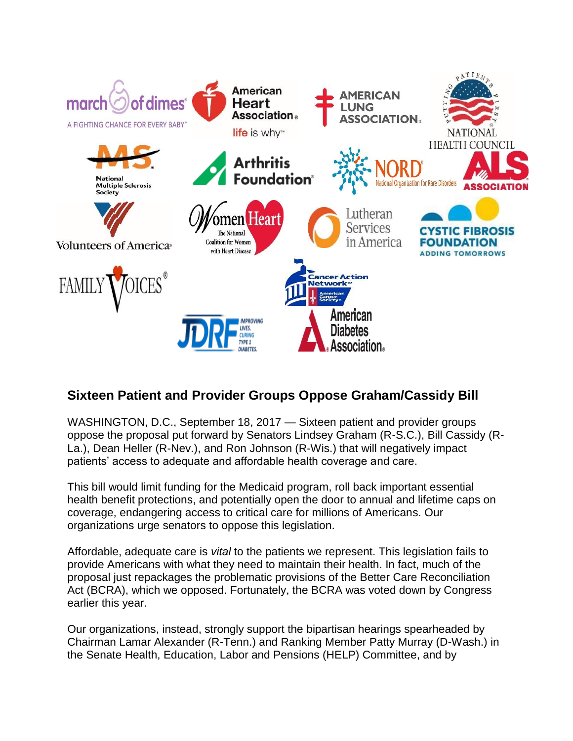## Sixteen Patient and Provider Groups Oppose Graham/Cassidy Bill

WASHINGTON, D.C., September 18, 2017 — Sixteen patient and provider groups oppose the proposal put forward by Senators Lindsey Graham (R-S.C.), Bill Cassidy (R-La.), Dean Heller (R-Nev.), and Ron Johnson (R-Wis.) that will negatively impact patients' access to adequate and affordable health coverage and care.

This bill would limit funding for the Medicaid program, roll back important essential health benefit protections, and potentially open the door to annual and lifetime caps on coverage, endangering access to critical care for millions of Americans. Our organizations urge senators to oppose this legislation.

Affordable, adequate care is *vital* to the patients we represent. This legislation fails to provide Americans with what they need to maintain their health. In fact, much of the proposal just repackages the problematic provisions of the Better Care Reconciliation Act (BCRA), which we opposed. Fortunately, the BCRA was voted down by Congress earlier this year.

Our organizations, instead, strongly support the bipartisan hearings spearheaded by Chairman Lamar Alexander (R-Tenn.) and Ranking Member Patty Murray (D-Wash.) in the Senate Health, Education, Labor and Pensions (HELP) Committee, and by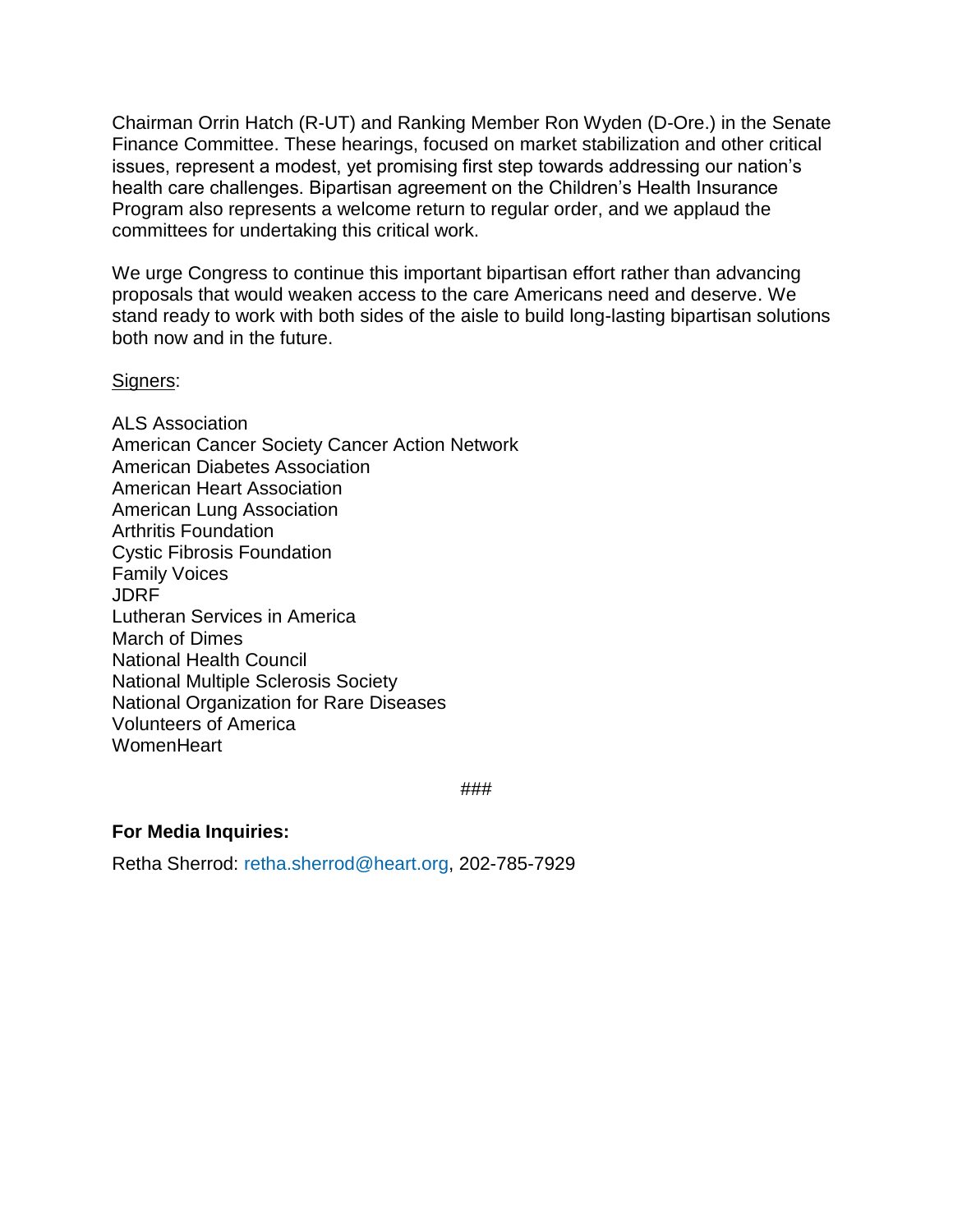Chairman Orrin Hatch (R-UT) and Ranking Member Ron Wyden (D-Ore.) in the Senate Finance Committee. These hearings, focused on market stabilization and other critical issues, represent a modest, yet promising first step towards addressing our nation's health care challenges. Bipartisan agreement on the Children's Health Insurance Program also represents a welcome return to regular order, and we applaud the committees for undertaking this critical work.

We urge Congress to continue this important bipartisan effort rather than advancing proposals that would weaken access to the care Americans need and deserve. We stand ready to work with both sides of the aisle to build long-lasting bipartisan solutions both now and in the future.

Signers:

ALS Association
American Cancer Society Cancer Action Network
American Diabetes Association
American Heart Association
American Lung Association
Arthritis Foundation
Cystic Fibrosis Foundation
Family Voices
JDRF
Lutheran Services in America
March of Dimes
National Health Council
National Multiple Sclerosis Society
National Organization for Rare Diseases
Volunteers of America
WomenHeart

###

**For Media Inquiries:**

Retha Sherrod: retha.sherrod@heart.org, 202-785-7929